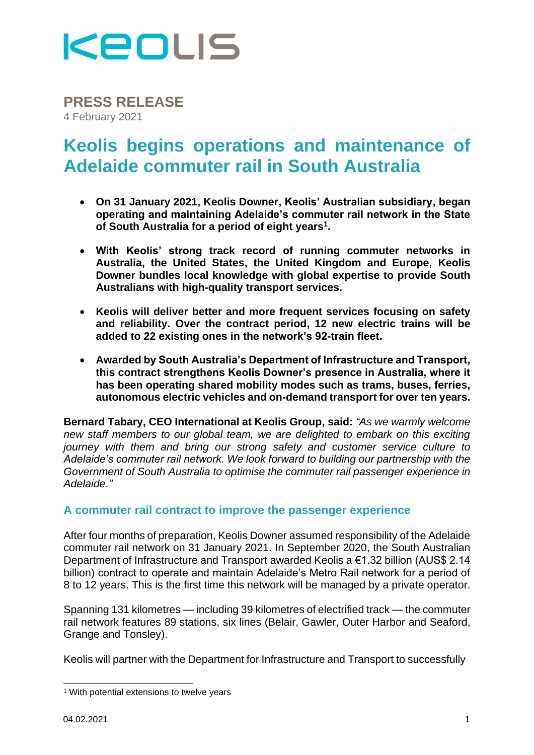KEOLIS

**PRESS RELEASE**

4 February 2021

# Keolis begins operations and maintenance of Adelaide commuter rail in South Australia

- **On 31 January 2021, Keolis Downer, Keolis' Australian subsidiary, began operating and maintaining Adelaide's commuter rail network in the State of South Australia for a period of eight years[1].**
- **With Keolis' strong track record of running commuter networks in Australia, the United States, the United Kingdom and Europe, Keolis Downer bundles local knowledge with global expertise to provide South Australians with high-quality transport services.**
- **Keolis will deliver better and more frequent services focusing on safety and reliability. Over the contract period, 12 new electric trains will be added to 22 existing ones in the network's 92-train fleet.**
- **Awarded by South Australia's Department of Infrastructure and Transport, this contract strengthens Keolis Downer's presence in Australia, where it has been operating shared mobility modes such as trams, buses, ferries, autonomous electric vehicles and on-demand transport for over ten years.**

**Bernard Tabary, CEO International at Keolis Group, said:** *"As we warmly welcome new staff members to our global team, we are delighted to embark on this exciting journey with them and bring our strong safety and customer service culture to Adelaide's commuter rail network. We look forward to building our partnership with the Government of South Australia to optimise the commuter rail passenger experience in Adelaide."*

## A commuter rail contract to improve the passenger experience

After four months of preparation, Keolis Downer assumed responsibility of the Adelaide commuter rail network on 31 January 2021. In September 2020, the South Australian Department of Infrastructure and Transport awarded Keolis a €1.32 billion (AUS$ 2.14 billion) contract to operate and maintain Adelaide's Metro Rail network for a period of 8 to 12 years. This is the first time this network will be managed by a private operator.

Spanning 131 kilometres — including 39 kilometres of electrified track — the commuter rail network features 89 stations, six lines (Belair, Gawler, Outer Harbor and Seaford, Grange and Tonsley).

Keolis will partner with the Department for Infrastructure and Transport to successfully

[1] With potential extensions to twelve years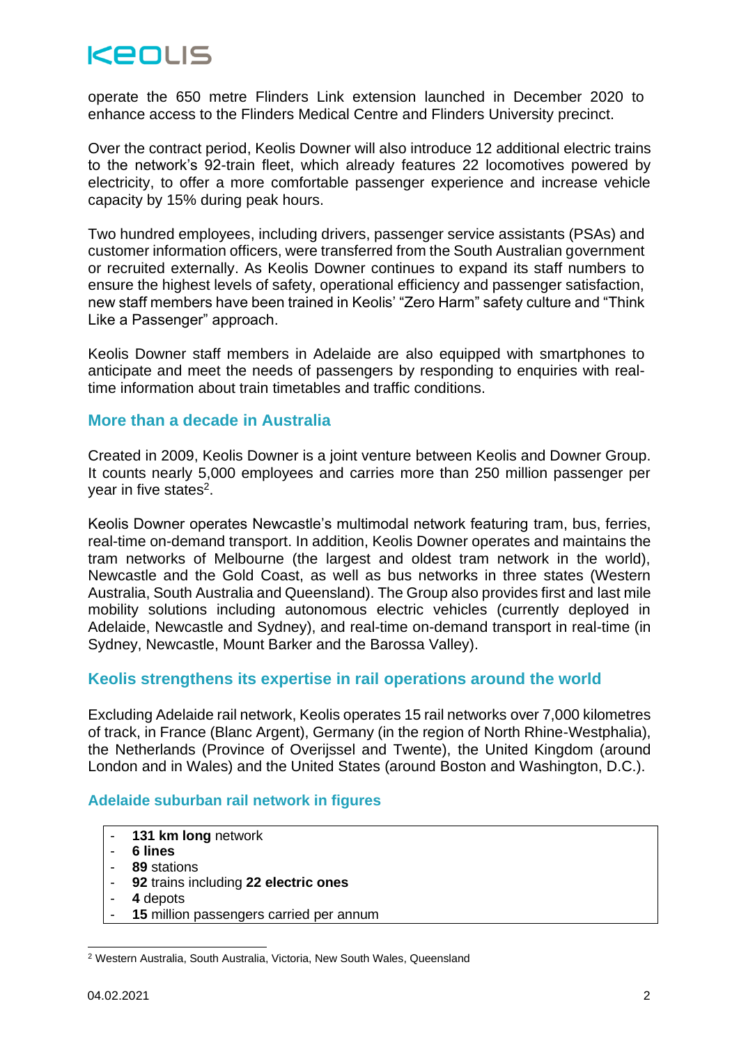operate the 650 metre Flinders Link extension launched in December 2020 to enhance access to the Flinders Medical Centre and Flinders University precinct.

Over the contract period, Keolis Downer will also introduce 12 additional electric trains to the network's 92-train fleet, which already features 22 locomotives powered by electricity, to offer a more comfortable passenger experience and increase vehicle capacity by 15% during peak hours.

Two hundred employees, including drivers, passenger service assistants (PSAs) and customer information officers, were transferred from the South Australian government or recruited externally. As Keolis Downer continues to expand its staff numbers to ensure the highest levels of safety, operational efficiency and passenger satisfaction, new staff members have been trained in Keolis' "Zero Harm" safety culture and "Think Like a Passenger" approach.

Keolis Downer staff members in Adelaide are also equipped with smartphones to anticipate and meet the needs of passengers by responding to enquiries with real-time information about train timetables and traffic conditions.

## More than a decade in Australia

Created in 2009, Keolis Downer is a joint venture between Keolis and Downer Group. It counts nearly 5,000 employees and carries more than 250 million passenger per year in five states[2].

Keolis Downer operates Newcastle's multimodal network featuring tram, bus, ferries, real-time on-demand transport. In addition, Keolis Downer operates and maintains the tram networks of Melbourne (the largest and oldest tram network in the world), Newcastle and the Gold Coast, as well as bus networks in three states (Western Australia, South Australia and Queensland). The Group also provides first and last mile mobility solutions including autonomous electric vehicles (currently deployed in Adelaide, Newcastle and Sydney), and real-time on-demand transport in real-time (in Sydney, Newcastle, Mount Barker and the Barossa Valley).

## Keolis strengthens its expertise in rail operations around the world

Excluding Adelaide rail network, Keolis operates 15 rail networks over 7,000 kilometres of track, in France (Blanc Argent), Germany (in the region of North Rhine-Westphalia), the Netherlands (Province of Overijssel and Twente), the United Kingdom (around London and in Wales) and the United States (around Boston and Washington, D.C.).

### Adelaide suburban rail network in figures

- **131 km long** network
- **6 lines**
- **89** stations
- **92** trains including **22 electric ones**
- **4** depots
- **15** million passengers carried per annum

[2] Western Australia, South Australia, Victoria, New South Wales, Queensland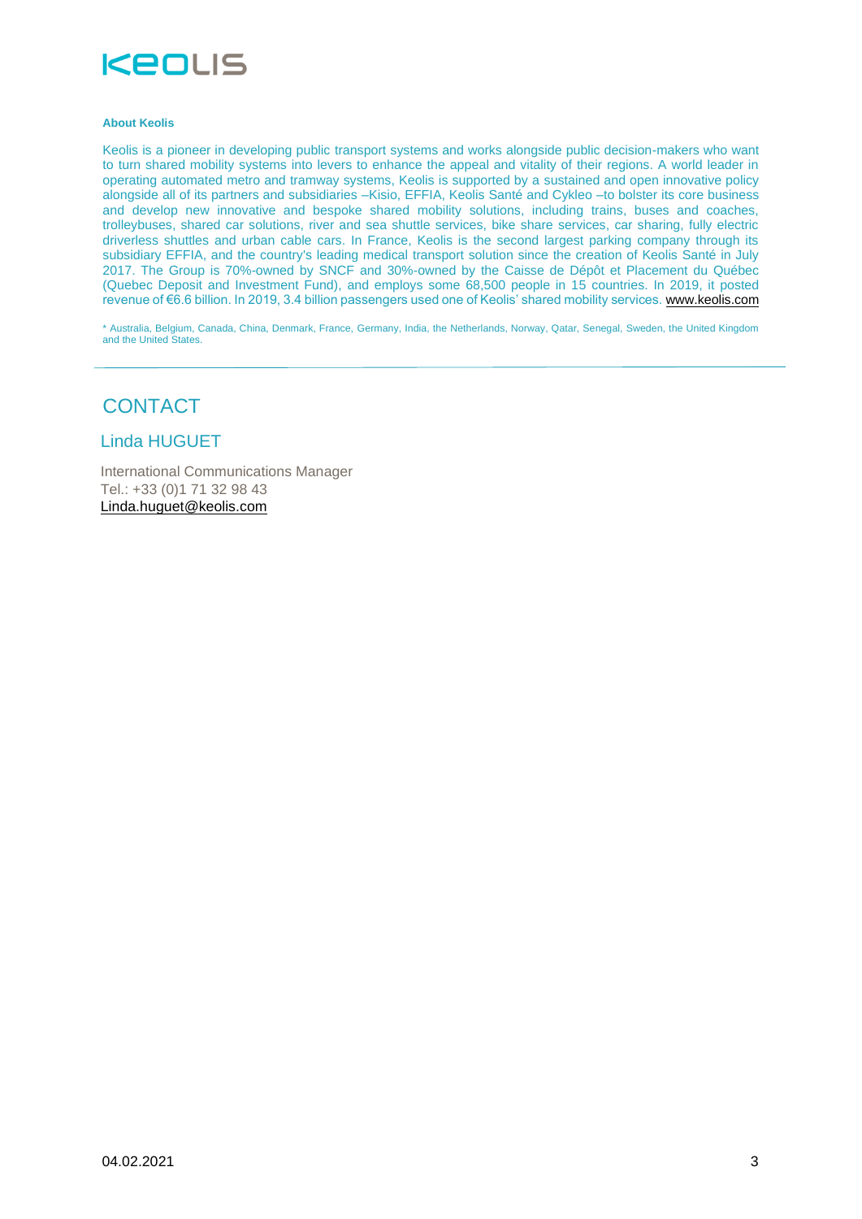**About Keolis**

Keolis is a pioneer in developing public transport systems and works alongside public decision-makers who want to turn shared mobility systems into levers to enhance the appeal and vitality of their regions. A world leader in operating automated metro and tramway systems, Keolis is supported by a sustained and open innovative policy alongside all of its partners and subsidiaries –Kisio, EFFIA, Keolis Santé and Cykleo –to bolster its core business and develop new innovative and bespoke shared mobility solutions, including trains, buses and coaches, trolleybuses, shared car solutions, river and sea shuttle services, bike share services, car sharing, fully electric driverless shuttles and urban cable cars. In France, Keolis is the second largest parking company through its subsidiary EFFIA, and the country's leading medical transport solution since the creation of Keolis Santé in July 2017. The Group is 70%-owned by SNCF and 30%-owned by the Caisse de Dépôt et Placement du Québec (Quebec Deposit and Investment Fund), and employs some 68,500 people in 15 countries. In 2019, it posted revenue of €6.6 billion. In 2019, 3.4 billion passengers used one of Keolis' shared mobility services. www.keolis.com

* Australia, Belgium, Canada, China, Denmark, France, Germany, India, the Netherlands, Norway, Qatar, Senegal, Sweden, the United Kingdom and the United States.

## CONTACT

### Linda HUGUET

International Communications Manager
Tel.: +33 (0)1 71 32 98 43
Linda.huguet@keolis.com

04.02.2021